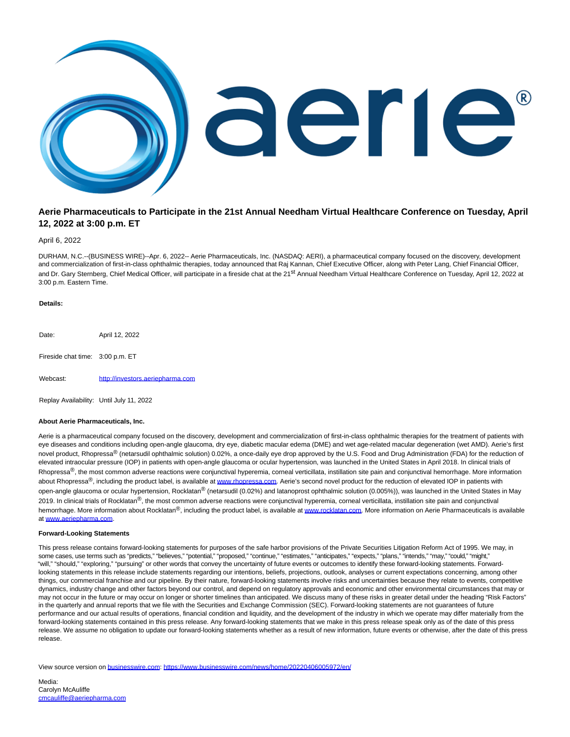# Aerie Pharmaceuticals to Participate in the 21st Annual Needham Virtual Healthcare Conference on Tuesday, April 12, 2022 at 3:00 p.m. ET

April 6, 2022

DURHAM, N.C.--(BUSINESS WIRE)--Apr. 6, 2022-- Aerie Pharmaceuticals, Inc. (NASDAQ: AERI), a pharmaceutical company focused on the discovery, development and commercialization of first-in-class ophthalmic therapies, today announced that Raj Kannan, Chief Executive Officer, along with Peter Lang, Chief Financial Officer, and Dr. Gary Sternberg, Chief Medical Officer, will participate in a fireside chat at the 21st Annual Needham Virtual Healthcare Conference on Tuesday, April 12, 2022 at 3:00 p.m. Eastern Time.

**Details:**

| | |
|---|---|
| Date: | April 12, 2022 |
| Fireside chat time: | 3:00 p.m. ET |
| Webcast: | http://investors.aeriepharma.com |
| Replay Availability: | Until July 11, 2022 |

**About Aerie Pharmaceuticals, Inc.**

Aerie is a pharmaceutical company focused on the discovery, development and commercialization of first-in-class ophthalmic therapies for the treatment of patients with eye diseases and conditions including open-angle glaucoma, dry eye, diabetic macular edema (DME) and wet age-related macular degeneration (wet AMD). Aerie's first novel product, Rhopressa® (netarsudil ophthalmic solution) 0.02%, a once-daily eye drop approved by the U.S. Food and Drug Administration (FDA) for the reduction of elevated intraocular pressure (IOP) in patients with open-angle glaucoma or ocular hypertension, was launched in the United States in April 2018. In clinical trials of Rhopressa®, the most common adverse reactions were conjunctival hyperemia, corneal verticillata, instillation site pain and conjunctival hemorrhage. More information about Rhopressa®, including the product label, is available at www.rhopressa.com. Aerie's second novel product for the reduction of elevated IOP in patients with open-angle glaucoma or ocular hypertension, Rocklatan® (netarsudil (0.02%) and latanoprost ophthalmic solution (0.005%)), was launched in the United States in May 2019. In clinical trials of Rocklatan®, the most common adverse reactions were conjunctival hyperemia, corneal verticillata, instillation site pain and conjunctival hemorrhage. More information about Rocklatan®, including the product label, is available at www.rocklatan.com. More information on Aerie Pharmaceuticals is available at www.aeriepharma.com.

**Forward-Looking Statements**

This press release contains forward-looking statements for purposes of the safe harbor provisions of the Private Securities Litigation Reform Act of 1995. We may, in some cases, use terms such as "predicts," "believes," "potential," "proposed," "continue," "estimates," "anticipates," "expects," "plans," "intends," "may," "could," "might," "will," "should," "exploring," "pursuing" or other words that convey the uncertainty of future events or outcomes to identify these forward-looking statements. Forward-looking statements in this release include statements regarding our intentions, beliefs, projections, outlook, analyses or current expectations concerning, among other things, our commercial franchise and our pipeline. By their nature, forward-looking statements involve risks and uncertainties because they relate to events, competitive dynamics, industry change and other factors beyond our control, and depend on regulatory approvals and economic and other environmental circumstances that may or may not occur in the future or may occur on longer or shorter timelines than anticipated. We discuss many of these risks in greater detail under the heading "Risk Factors" in the quarterly and annual reports that we file with the Securities and Exchange Commission (SEC). Forward-looking statements are not guarantees of future performance and our actual results of operations, financial condition and liquidity, and the development of the industry in which we operate may differ materially from the forward-looking statements contained in this press release. Any forward-looking statements that we make in this press release speak only as of the date of this press release. We assume no obligation to update our forward-looking statements whether as a result of new information, future events or otherwise, after the date of this press release.

View source version on businesswire.com: https://www.businesswire.com/news/home/20220406005972/en/

Media:
Carolyn McAuliffe
cmcauliffe@aeriepharma.com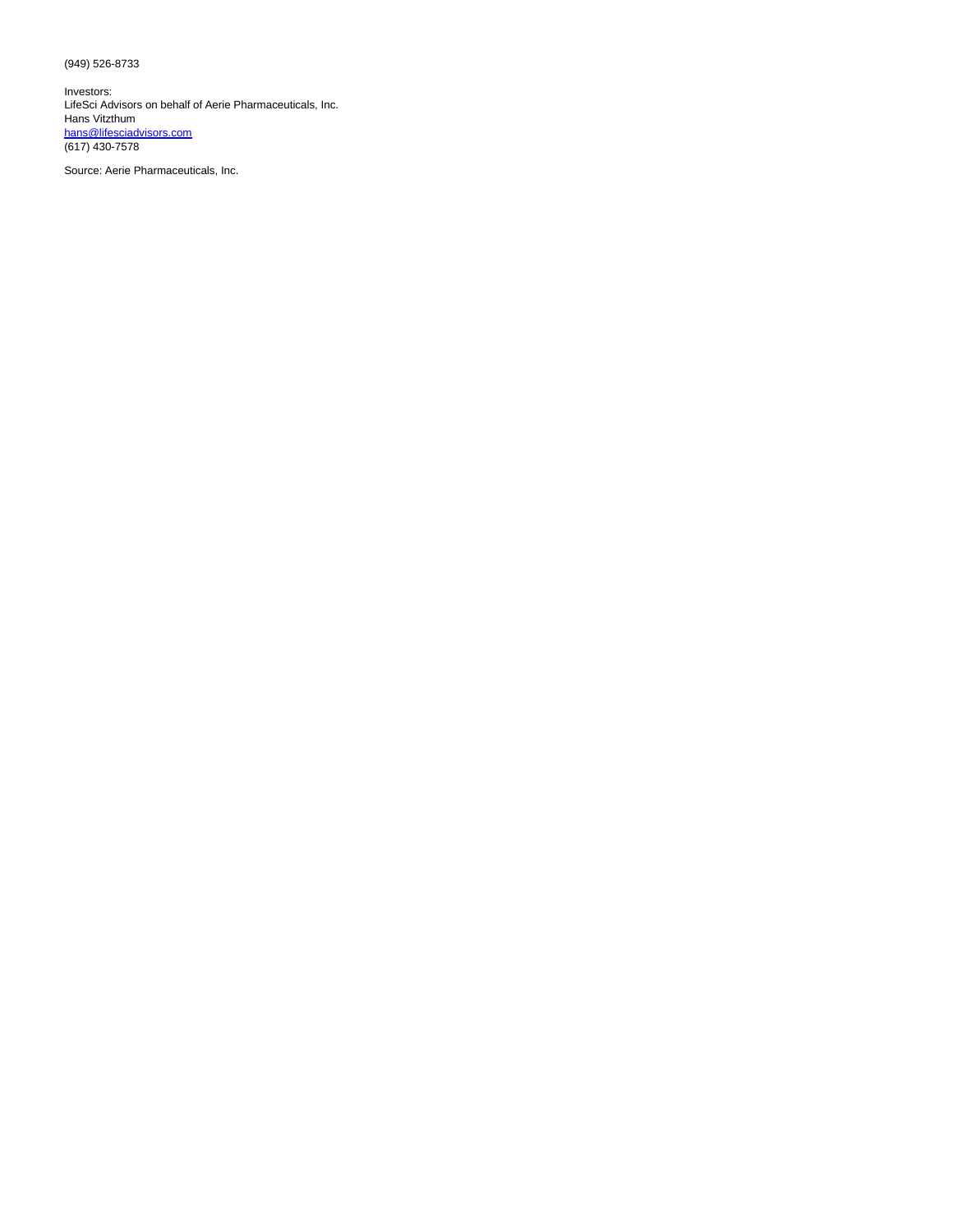(949) 526-8733

Investors:
LifeSci Advisors on behalf of Aerie Pharmaceuticals, Inc.
Hans Vitzthum
hans@lifesciadvisors.com
(617) 430-7578

Source: Aerie Pharmaceuticals, Inc.